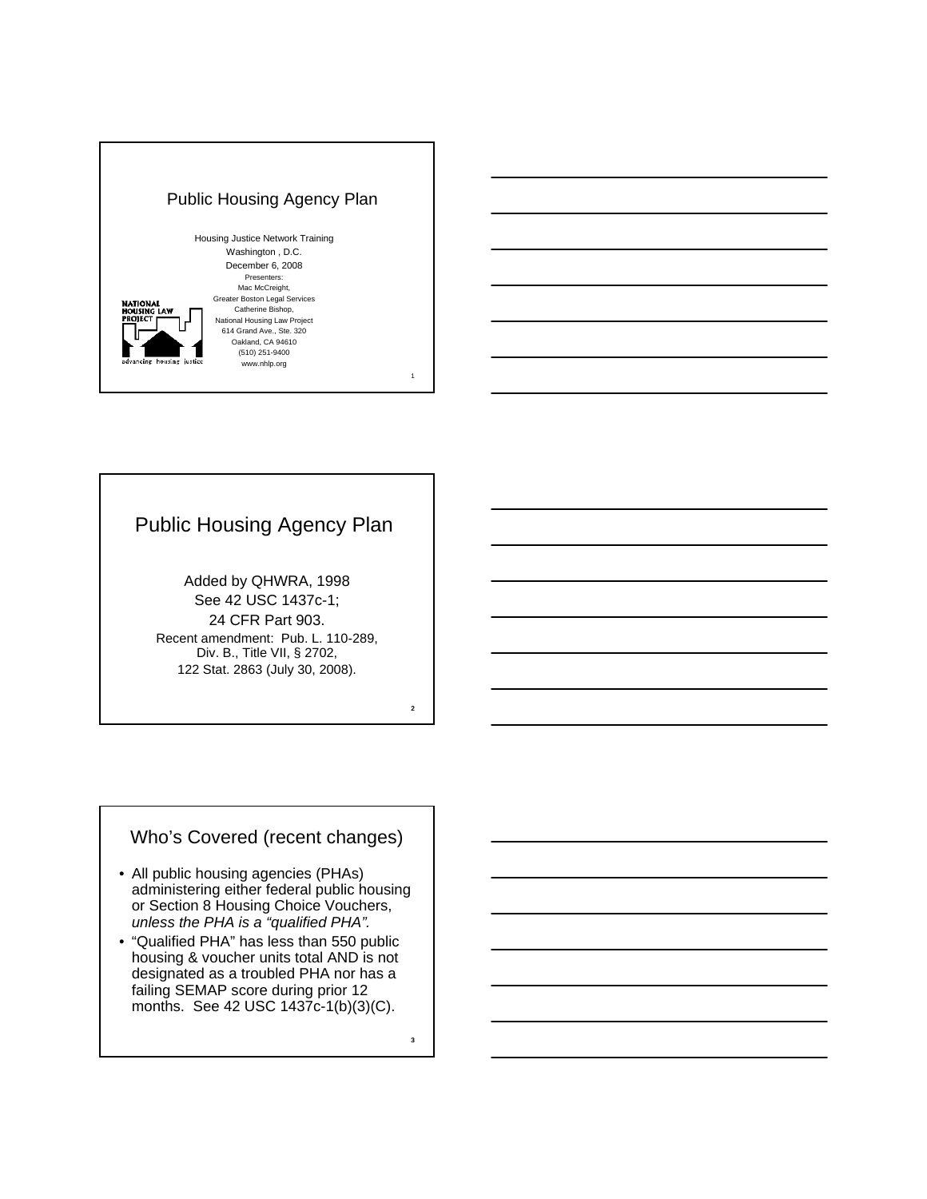# Public Housing Agency Plan

Housing Justice Network Training
Washington , D.C.
December 6, 2008
Presenters:
Mac McCreight,
Greater Boston Legal Services
Catherine Bishop,
National Housing Law Project
614 Grand Ave., Ste. 320
Oakland, CA 94610
(510) 251-9400
www.nhlp.org

NATIONAL HOUSING LAW PROJECT
advancing housing justice

# Public Housing Agency Plan

Added by QHWRA, 1998
See 42 USC 1437c-1;
24 CFR Part 903.
Recent amendment: Pub. L. 110-289, Div. B., Title VII, § 2702, 122 Stat. 2863 (July 30, 2008).

# Who's Covered (recent changes)

- All public housing agencies (PHAs) administering either federal public housing or Section 8 Housing Choice Vouchers, *unless the PHA is a "qualified PHA".*
- "Qualified PHA" has less than 550 public housing & voucher units total AND is not designated as a troubled PHA nor has a failing SEMAP score during prior 12 months. See 42 USC 1437c-1(b)(3)(C).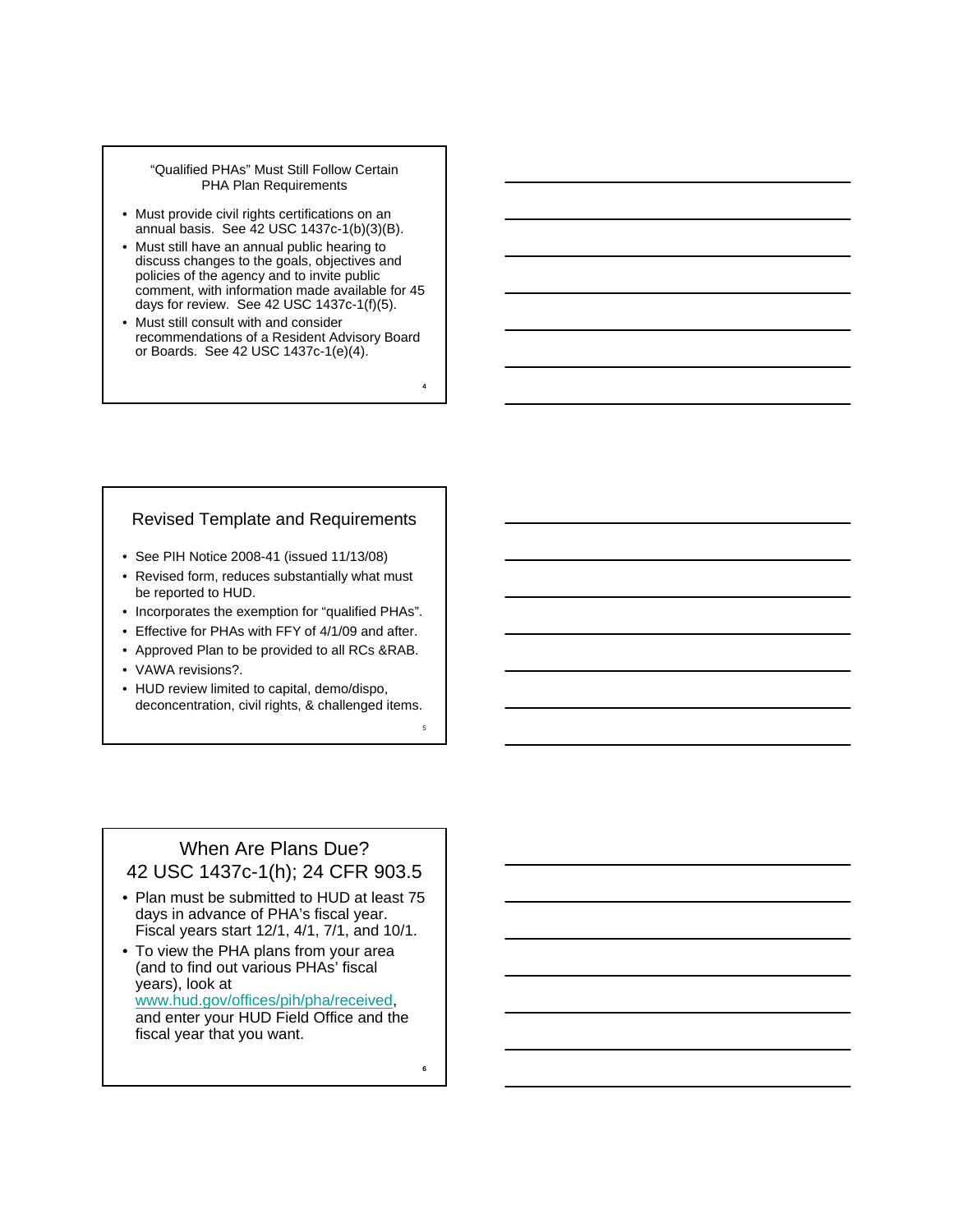## "Qualified PHAs" Must Still Follow Certain PHA Plan Requirements

- Must provide civil rights certifications on an annual basis. See 42 USC 1437c-1(b)(3)(B).
- Must still have an annual public hearing to discuss changes to the goals, objectives and policies of the agency and to invite public comment, with information made available for 45 days for review. See 42 USC 1437c-1(f)(5).
- Must still consult with and consider recommendations of a Resident Advisory Board or Boards. See 42 USC 1437c-1(e)(4).

## Revised Template and Requirements

- See PIH Notice 2008-41 (issued 11/13/08)
- Revised form, reduces substantially what must be reported to HUD.
- Incorporates the exemption for "qualified PHAs".
- Effective for PHAs with FFY of 4/1/09 and after.
- Approved Plan to be provided to all RCs &RAB.
- VAWA revisions?.
- HUD review limited to capital, demo/dispo, deconcentration, civil rights, & challenged items.

## When Are Plans Due? 42 USC 1437c-1(h); 24 CFR 903.5

- Plan must be submitted to HUD at least 75 days in advance of PHA's fiscal year. Fiscal years start 12/1, 4/1, 7/1, and 10/1.
- To view the PHA plans from your area (and to find out various PHAs' fiscal years), look at www.hud.gov/offices/pih/pha/received, and enter your HUD Field Office and the fiscal year that you want.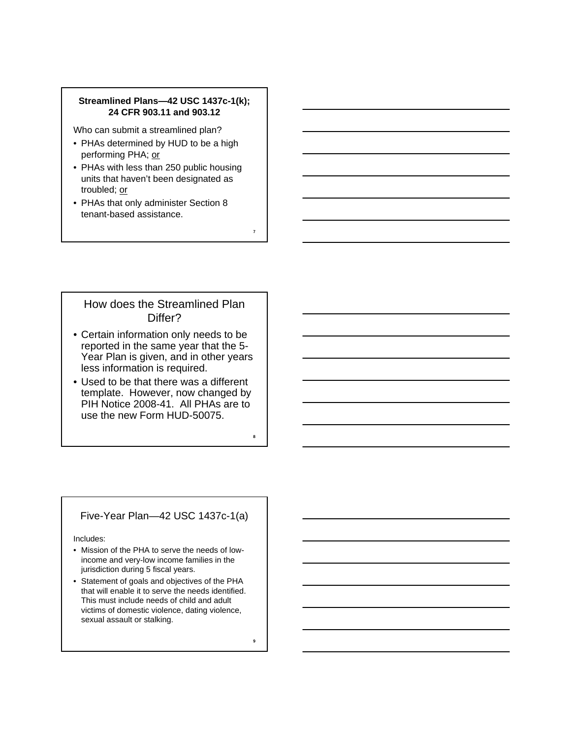## Streamlined Plans—42 USC 1437c-1(k); 24 CFR 903.11 and 903.12

Who can submit a streamlined plan?

- PHAs determined by HUD to be a high performing PHA; or
- PHAs with less than 250 public housing units that haven't been designated as troubled; or
- PHAs that only administer Section 8 tenant-based assistance.

## How does the Streamlined Plan Differ?

- Certain information only needs to be reported in the same year that the 5-Year Plan is given, and in other years less information is required.
- Used to be that there was a different template. However, now changed by PIH Notice 2008-41. All PHAs are to use the new Form HUD-50075.

## Five-Year Plan—42 USC 1437c-1(a)

Includes:

- Mission of the PHA to serve the needs of low-income and very-low income families in the jurisdiction during 5 fiscal years.
- Statement of goals and objectives of the PHA that will enable it to serve the needs identified. This must include needs of child and adult victims of domestic violence, dating violence, sexual assault or stalking.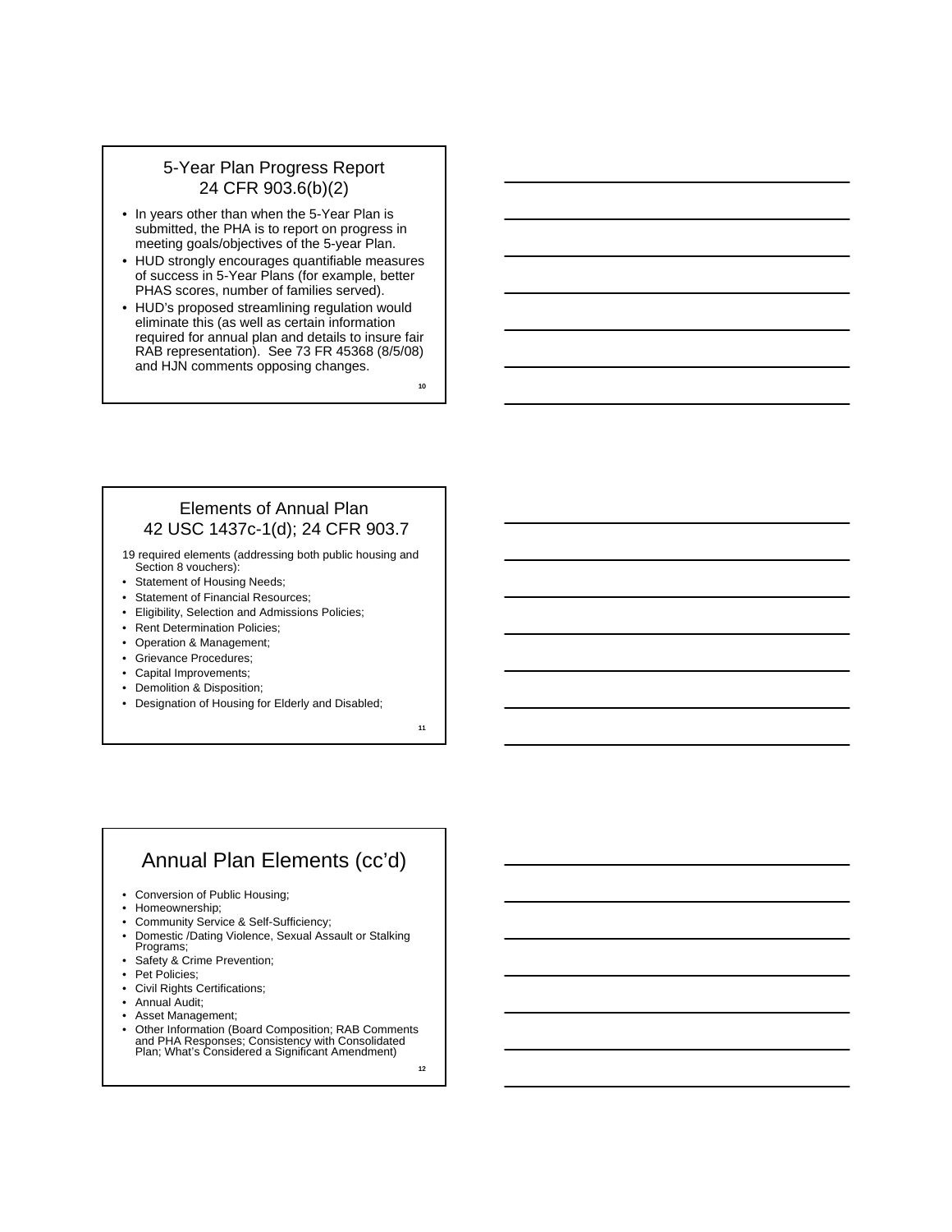## 5-Year Plan Progress Report 24 CFR 903.6(b)(2)

- In years other than when the 5-Year Plan is submitted, the PHA is to report on progress in meeting goals/objectives of the 5-year Plan.
- HUD strongly encourages quantifiable measures of success in 5-Year Plans (for example, better PHAS scores, number of families served).
- HUD's proposed streamlining regulation would eliminate this (as well as certain information required for annual plan and details to insure fair RAB representation). See 73 FR 45368 (8/5/08) and HJN comments opposing changes.

## Elements of Annual Plan 42 USC 1437c-1(d); 24 CFR 903.7

19 required elements (addressing both public housing and Section 8 vouchers):

- Statement of Housing Needs;
- Statement of Financial Resources;
- Eligibility, Selection and Admissions Policies;
- Rent Determination Policies;
- Operation & Management;
- Grievance Procedures;
- Capital Improvements;
- Demolition & Disposition;
- Designation of Housing for Elderly and Disabled;

## Annual Plan Elements (cc'd)

- Conversion of Public Housing;
- Homeownership;
- Community Service & Self-Sufficiency;
- Domestic /Dating Violence, Sexual Assault or Stalking Programs;
- Safety & Crime Prevention;
- Pet Policies;
- Civil Rights Certifications;
- Annual Audit;
- Asset Management;
- Other Information (Board Composition; RAB Comments and PHA Responses; Consistency with Consolidated Plan; What's Considered a Significant Amendment)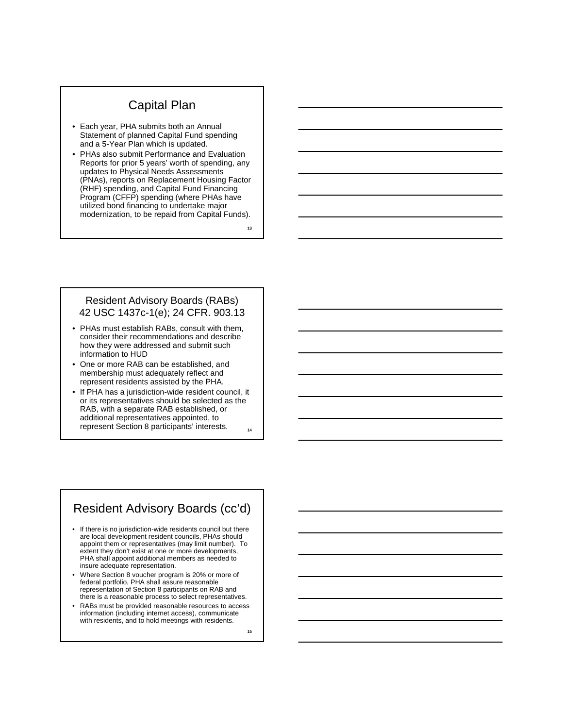## Capital Plan

- Each year, PHA submits both an Annual Statement of planned Capital Fund spending and a 5-Year Plan which is updated.
- PHAs also submit Performance and Evaluation Reports for prior 5 years' worth of spending, any updates to Physical Needs Assessments (PNAs), reports on Replacement Housing Factor (RHF) spending, and Capital Fund Financing Program (CFFP) spending (where PHAs have utilized bond financing to undertake major modernization, to be repaid from Capital Funds).

## Resident Advisory Boards (RABs) 42 USC 1437c-1(e); 24 CFR. 903.13

- PHAs must establish RABs, consult with them, consider their recommendations and describe how they were addressed and submit such information to HUD
- One or more RAB can be established, and membership must adequately reflect and represent residents assisted by the PHA.
- If PHA has a jurisdiction-wide resident council, it or its representatives should be selected as the RAB, with a separate RAB established, or additional representatives appointed, to represent Section 8 participants' interests.

## Resident Advisory Boards (cc'd)

- If there is no jurisdiction-wide residents council but there are local development resident councils, PHAs should appoint them or representatives (may limit number). To extent they don't exist at one or more developments, PHA shall appoint additional members as needed to insure adequate representation.
- Where Section 8 voucher program is 20% or more of federal portfolio, PHA shall assure reasonable representation of Section 8 participants on RAB and there is a reasonable process to select representatives.
- RABs must be provided reasonable resources to access information (including internet access), communicate with residents, and to hold meetings with residents.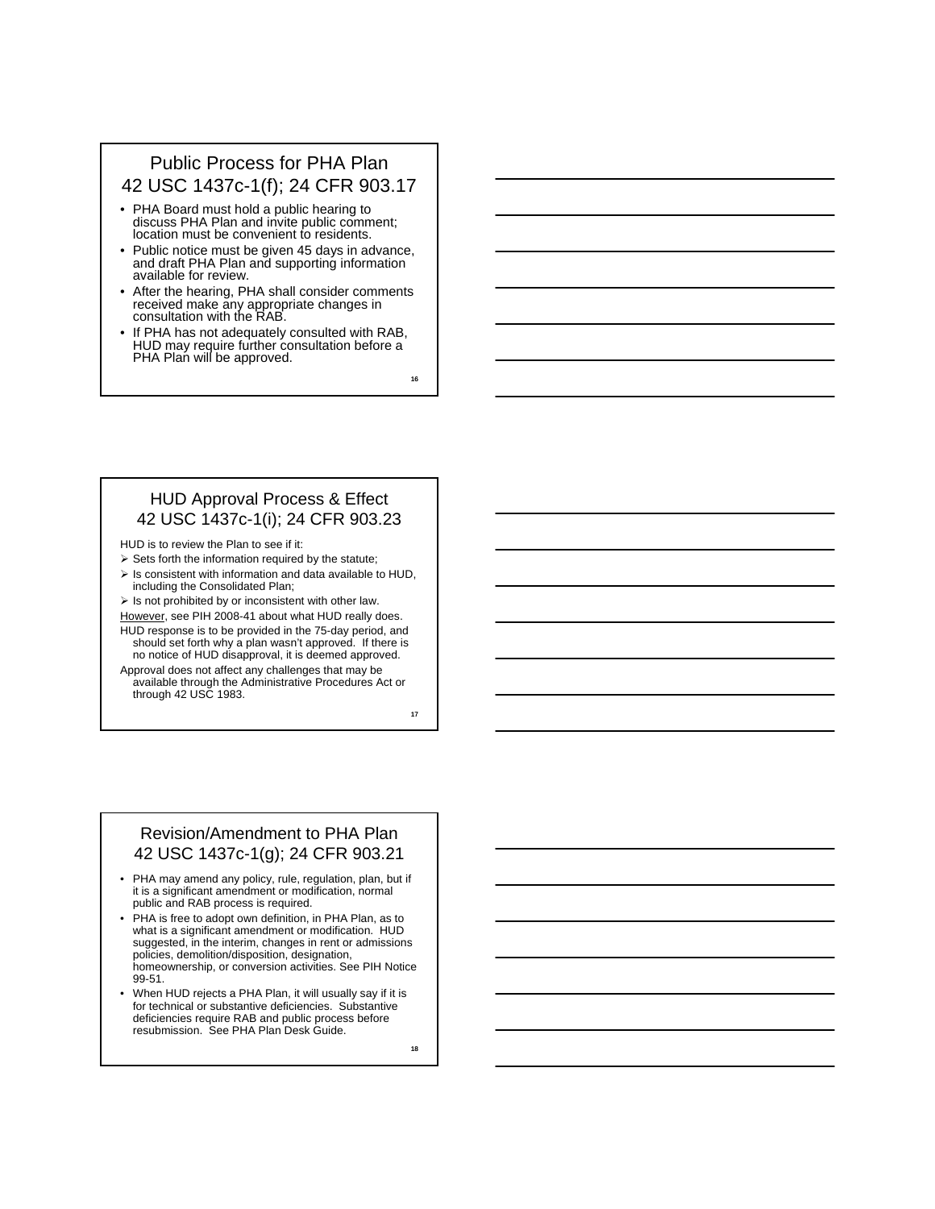## Public Process for PHA Plan
## 42 USC 1437c-1(f); 24 CFR 903.17

- PHA Board must hold a public hearing to discuss PHA Plan and invite public comment; location must be convenient to residents.
- Public notice must be given 45 days in advance, and draft PHA Plan and supporting information available for review.
- After the hearing, PHA shall consider comments received make any appropriate changes in consultation with the RAB.
- If PHA has not adequately consulted with RAB, HUD may require further consultation before a PHA Plan will be approved.

## HUD Approval Process & Effect
## 42 USC 1437c-1(i); 24 CFR 903.23

HUD is to review the Plan to see if it:

- Sets forth the information required by the statute;
- Is consistent with information and data available to HUD, including the Consolidated Plan;
- Is not prohibited by or inconsistent with other law.

However, see PIH 2008-41 about what HUD really does.

HUD response is to be provided in the 75-day period, and should set forth why a plan wasn't approved. If there is no notice of HUD disapproval, it is deemed approved.

Approval does not affect any challenges that may be available through the Administrative Procedures Act or through 42 USC 1983.

## Revision/Amendment to PHA Plan
## 42 USC 1437c-1(g); 24 CFR 903.21

- PHA may amend any policy, rule, regulation, plan, but if it is a significant amendment or modification, normal public and RAB process is required.
- PHA is free to adopt own definition, in PHA Plan, as to what is a significant amendment or modification. HUD suggested, in the interim, changes in rent or admissions policies, demolition/disposition, designation, homeownership, or conversion activities. See PIH Notice 99-51.
- When HUD rejects a PHA Plan, it will usually say if it is for technical or substantive deficiencies. Substantive deficiencies require RAB and public process before resubmission. See PHA Plan Desk Guide.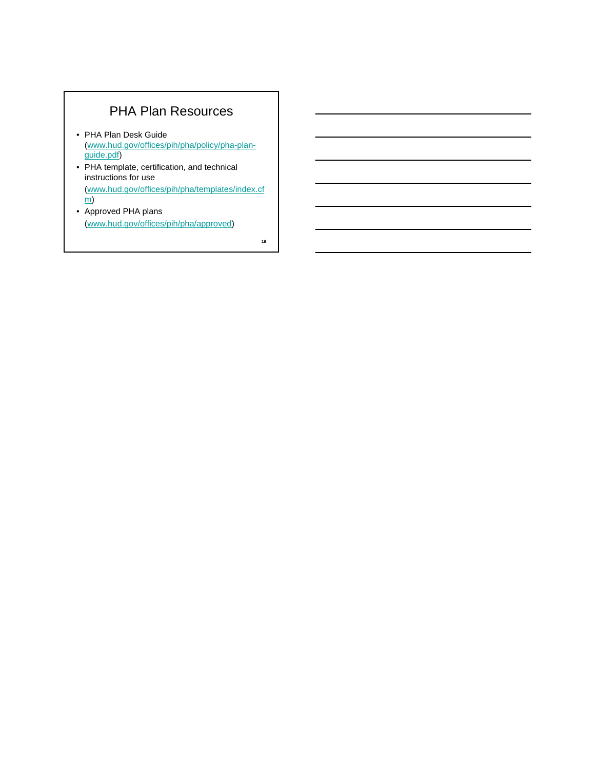## PHA Plan Resources

- PHA Plan Desk Guide (www.hud.gov/offices/pih/pha/policy/pha-plan-guide.pdf)
- PHA template, certification, and technical instructions for use (www.hud.gov/offices/pih/pha/templates/index.cfm)
- Approved PHA plans (www.hud.gov/offices/pih/pha/approved)